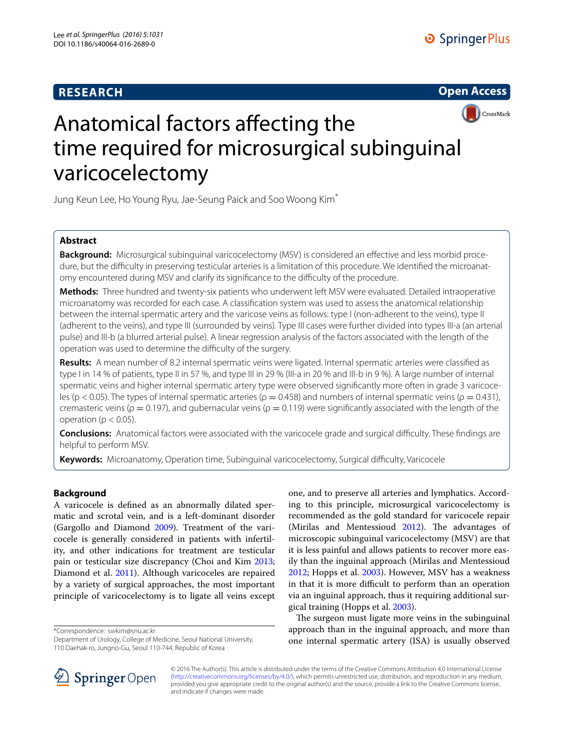# Anatomical factors affecting the time required for microsurgical subinguinal varicocelectomy

Jung Keun Lee, Ho Young Ryu, Jae-Seung Paick and Soo Woong Kim*

## Abstract

**Background:** Microsurgical subinguinal varicocelectomy (MSV) is considered an effective and less morbid procedure, but the difficulty in preserving testicular arteries is a limitation of this procedure. We identified the microanatomy encountered during MSV and clarify its significance to the difficulty of the procedure.

**Methods:** Three hundred and twenty-six patients who underwent left MSV were evaluated. Detailed intraoperative microanatomy was recorded for each case. A classification system was used to assess the anatomical relationship between the internal spermatic artery and the varicose veins as follows: type I (non-adherent to the veins), type II (adherent to the veins), and type III (surrounded by veins). Type III cases were further divided into types III-a (an arterial pulse) and III-b (a blurred arterial pulse). A linear regression analysis of the factors associated with the length of the operation was used to determine the difficulty of the surgery.

**Results:** A mean number of 8.2 internal spermatic veins were ligated. Internal spermatic arteries were classified as type I in 14 % of patients, type II in 57 %, and type III in 29 % (III-a in 20 % and III-b in 9 %). A large number of internal spermatic veins and higher internal spermatic artery type were observed significantly more often in grade 3 varicoceles ($p < 0.05$). The types of internal spermatic arteries ($\rho = 0.458$) and numbers of internal spermatic veins ($\rho = 0.431$), cremasteric veins ($\rho = 0.197$), and gubernacular veins ($\rho = 0.119$) were significantly associated with the length of the operation ($p < 0.05$).

**Conclusions:** Anatomical factors were associated with the varicocele grade and surgical difficulty. These findings are helpful to perform MSV.

**Keywords:** Microanatomy, Operation time, Subinguinal varicocelectomy, Surgical difficulty, Varicocele

## Background

A varicocele is defined as an abnormally dilated spermatic and scrotal vein, and is a left-dominant disorder (Gargollo and Diamond 2009). Treatment of the varicocele is generally considered in patients with infertility, and other indications for treatment are testicular pain or testicular size discrepancy (Choi and Kim 2013; Diamond et al. 2011). Although varicoceles are repaired by a variety of surgical approaches, the most important principle of varicocelectomy is to ligate all veins except one, and to preserve all arteries and lymphatics. According to this principle, microsurgical varicocelectomy is recommended as the gold standard for varicocele repair (Mirilas and Mentessioud 2012). The advantages of microscopic subinguinal varicocelectomy (MSV) are that it is less painful and allows patients to recover more easily than the inguinal approach (Mirilas and Mentessioud 2012; Hopps et al. 2003). However, MSV has a weakness in that it is more difficult to perform than an operation via an inguinal approach, thus it requiring additional surgical training (Hopps et al. 2003).

The surgeon must ligate more veins in the subinguinal approach than in the inguinal approach, and more than one internal spermatic artery (ISA) is usually observed

*Correspondence: swkim@snu.ac.kr
Department of Urology, College of Medicine, Seoul National University, 110 Daehak-ro, Jungno-Gu, Seoul 110-744, Republic of Korea

© 2016 The Author(s). This article is distributed under the terms of the Creative Commons Attribution 4.0 International License (http://creativecommons.org/licenses/by/4.0/), which permits unrestricted use, distribution, and reproduction in any medium, provided you give appropriate credit to the original author(s) and the source, provide a link to the Creative Commons license, and indicate if changes were made.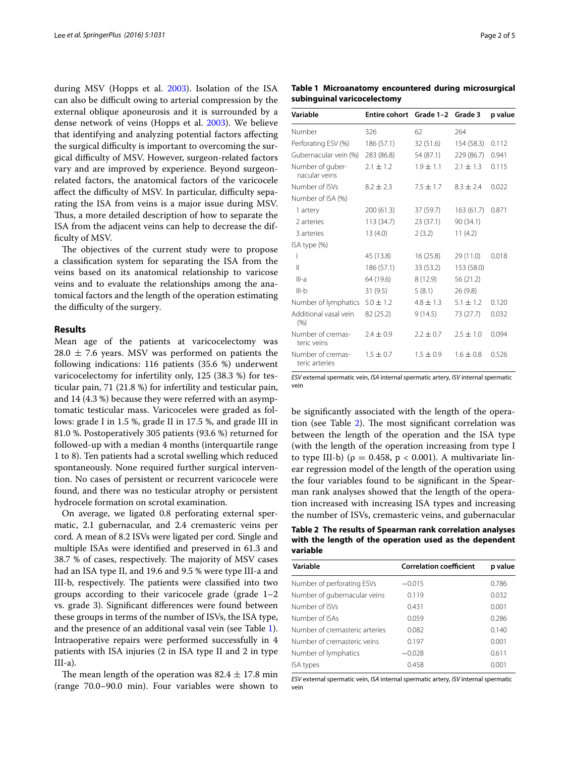during MSV (Hopps et al. 2003). Isolation of the ISA can also be difficult owing to arterial compression by the external oblique aponeurosis and it is surrounded by a dense network of veins (Hopps et al. 2003). We believe that identifying and analyzing potential factors affecting the surgical difficulty is important to overcoming the surgical difficulty of MSV. However, surgeon-related factors vary and are improved by experience. Beyond surgeon-related factors, the anatomical factors of the varicocele affect the difficulty of MSV. In particular, difficulty separating the ISA from veins is a major issue during MSV. Thus, a more detailed description of how to separate the ISA from the adjacent veins can help to decrease the difficulty of MSV.

The objectives of the current study were to propose a classification system for separating the ISA from the veins based on its anatomical relationship to varicose veins and to evaluate the relationships among the anatomical factors and the length of the operation estimating the difficulty of the surgery.

## Results

Mean age of the patients at varicocelectomy was 28.0 ± 7.6 years. MSV was performed on patients the following indications: 116 patients (35.6 %) underwent varicocelectomy for infertility only, 125 (38.3 %) for testicular pain, 71 (21.8 %) for infertility and testicular pain, and 14 (4.3 %) because they were referred with an asymptomatic testicular mass. Varicoceles were graded as follows: grade I in 1.5 %, grade II in 17.5 %, and grade III in 81.0 %. Postoperatively 305 patients (93.6 %) returned for followed-up with a median 4 months (interquartile range 1 to 8). Ten patients had a scrotal swelling which reduced spontaneously. None required further surgical intervention. No cases of persistent or recurrent varicocele were found, and there was no testicular atrophy or persistent hydrocele formation on scrotal examination.

On average, we ligated 0.8 perforating external spermatic, 2.1 gubernacular, and 2.4 cremasteric veins per cord. A mean of 8.2 ISVs were ligated per cord. Single and multiple ISAs were identified and preserved in 61.3 and 38.7 % of cases, respectively. The majority of MSV cases had an ISA type II, and 19.6 and 9.5 % were type III-a and III-b, respectively. The patients were classified into two groups according to their varicocele grade (grade 1–2 vs. grade 3). Significant differences were found between these groups in terms of the number of ISVs, the ISA type, and the presence of an additional vasal vein (see Table 1). Intraoperative repairs were performed successfully in 4 patients with ISA injuries (2 in ISA type II and 2 in type III-a).

The mean length of the operation was 82.4 ± 17.8 min (range 70.0–90.0 min). Four variables were shown to be significantly associated with the length of the operation (see Table 2). The most significant correlation was between the length of the operation and the ISA type (with the length of the operation increasing from type I to type III-b) ($\rho = 0.458$, $p < 0.001$). A multivariate linear regression model of the length of the operation using the four variables found to be significant in the Spearman rank analyses showed that the length of the operation increased with increasing ISA types and increasing the number of ISVs, cremasteric veins, and gubernacular

**Table 1 Microanatomy encountered during microsurgical subinguinal varicocelectomy**

| Variable | Entire cohort | Grade 1–2 | Grade 3 | p value |
|---|---|---|---|---|
| Number | 326 | 62 | 264 | |
| Perforating ESV (%) | 186 (57.1) | 32 (51.6) | 154 (58.3) | 0.112 |
| Gubernacular vein (%) | 283 (86.8) | 54 (87.1) | 229 (86.7) | 0.941 |
| Number of gubernacular veins | 2.1 ± 1.2 | 1.9 ± 1.1 | 2.1 ± 1.3 | 0.115 |
| Number of ISVs | 8.2 ± 2.3 | 7.5 ± 1.7 | 8.3 ± 2.4 | 0.022 |
| Number of ISA (%) | | | | |
| 1 artery | 200 (61.3) | 37 (59.7) | 163 (61.7) | 0.871 |
| 2 arteries | 113 (34.7) | 23 (37.1) | 90 (34.1) | |
| 3 arteries | 13 (4.0) | 2 (3.2) | 11 (4.2) | |
| ISA type (%) | | | | |
| I | 45 (13.8) | 16 (25.8) | 29 (11.0) | 0.018 |
| II | 186 (57.1) | 33 (53.2) | 153 (58.0) | |
| III-a | 64 (19.6) | 8 (12.9) | 56 (21.2) | |
| III-b | 31 (9.5) | 5 (8.1) | 26 (9.8) | |
| Number of lymphatics | 5.0 ± 1.2 | 4.8 ± 1.3 | 5.1 ± 1.2 | 0.120 |
| Additional vasal vein (%) | 82 (25.2) | 9 (14.5) | 73 (27.7) | 0.032 |
| Number of cremasteric veins | 2.4 ± 0.9 | 2.2 ± 0.7 | 2.5 ± 1.0 | 0.094 |
| Number of cremasteric arteries | 1.5 ± 0.7 | 1.5 ± 0.9 | 1.6 ± 0.8 | 0.526 |

*ESV* external spermatic vein, *ISA* internal spermatic artery, *ISV* internal spermatic vein

**Table 2 The results of Spearman rank correlation analyses with the length of the operation used as the dependent variable**

| Variable | Correlation coefficient | p value |
|---|---|---|
| Number of perforating ESVs | −0.015 | 0.786 |
| Number of gubernacular veins | 0.119 | 0.032 |
| Number of ISVs | 0.431 | 0.001 |
| Number of ISAs | 0.059 | 0.286 |
| Number of cremasteric arteries | 0.082 | 0.140 |
| Number of cremasteric veins | 0.197 | 0.001 |
| Number of lymphatics | −0.028 | 0.611 |
| ISA types | 0.458 | 0.001 |

*ESV* external spermatic vein, *ISA* internal spermatic artery, *ISV* internal spermatic vein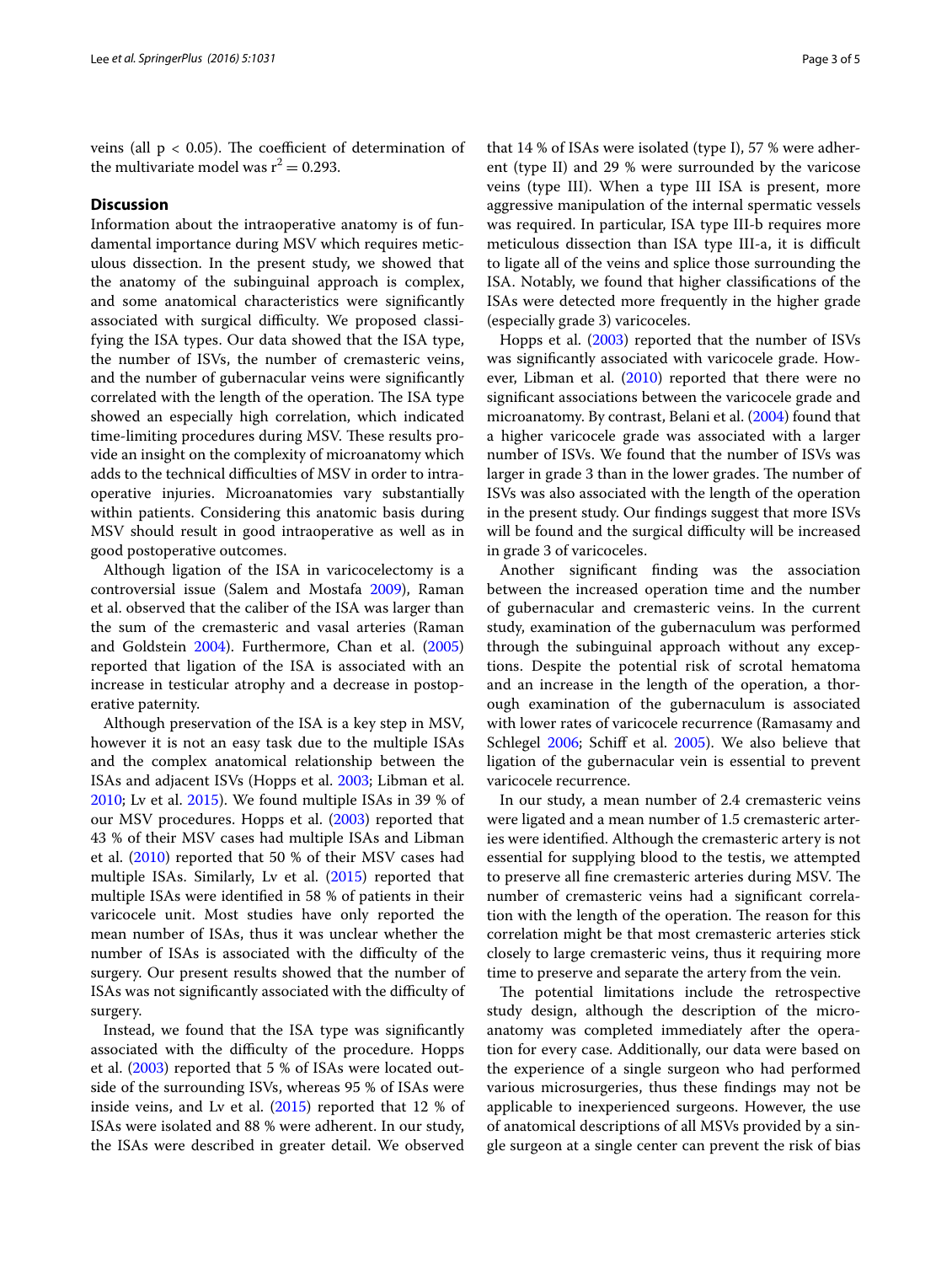veins (all $p < 0.05$). The coefficient of determination of the multivariate model was $r^2 = 0.293$.

## Discussion

Information about the intraoperative anatomy is of fundamental importance during MSV which requires meticulous dissection. In the present study, we showed that the anatomy of the subinguinal approach is complex, and some anatomical characteristics were significantly associated with surgical difficulty. We proposed classifying the ISA types. Our data showed that the ISA type, the number of ISVs, the number of cremasteric veins, and the number of gubernacular veins were significantly correlated with the length of the operation. The ISA type showed an especially high correlation, which indicated time-limiting procedures during MSV. These results provide an insight on the complexity of microanatomy which adds to the technical difficulties of MSV in order to intraoperative injuries. Microanatomies vary substantially within patients. Considering this anatomic basis during MSV should result in good intraoperative as well as in good postoperative outcomes.

Although ligation of the ISA in varicocelectomy is a controversial issue (Salem and Mostafa 2009), Raman et al. observed that the caliber of the ISA was larger than the sum of the cremasteric and vasal arteries (Raman and Goldstein 2004). Furthermore, Chan et al. (2005) reported that ligation of the ISA is associated with an increase in testicular atrophy and a decrease in postoperative paternity.

Although preservation of the ISA is a key step in MSV, however it is not an easy task due to the multiple ISAs and the complex anatomical relationship between the ISAs and adjacent ISVs (Hopps et al. 2003; Libman et al. 2010; Lv et al. 2015). We found multiple ISAs in 39 % of our MSV procedures. Hopps et al. (2003) reported that 43 % of their MSV cases had multiple ISAs and Libman et al. (2010) reported that 50 % of their MSV cases had multiple ISAs. Similarly, Lv et al. (2015) reported that multiple ISAs were identified in 58 % of patients in their varicocele unit. Most studies have only reported the mean number of ISAs, thus it was unclear whether the number of ISAs is associated with the difficulty of the surgery. Our present results showed that the number of ISAs was not significantly associated with the difficulty of surgery.

Instead, we found that the ISA type was significantly associated with the difficulty of the procedure. Hopps et al. (2003) reported that 5 % of ISAs were located outside of the surrounding ISVs, whereas 95 % of ISAs were inside veins, and Lv et al. (2015) reported that 12 % of ISAs were isolated and 88 % were adherent. In our study, the ISAs were described in greater detail. We observed that 14 % of ISAs were isolated (type I), 57 % were adherent (type II) and 29 % were surrounded by the varicose veins (type III). When a type III ISA is present, more aggressive manipulation of the internal spermatic vessels was required. In particular, ISA type III-b requires more meticulous dissection than ISA type III-a, it is difficult to ligate all of the veins and splice those surrounding the ISA. Notably, we found that higher classifications of the ISAs were detected more frequently in the higher grade (especially grade 3) varicoceles.

Hopps et al. (2003) reported that the number of ISVs was significantly associated with varicocele grade. However, Libman et al. (2010) reported that there were no significant associations between the varicocele grade and microanatomy. By contrast, Belani et al. (2004) found that a higher varicocele grade was associated with a larger number of ISVs. We found that the number of ISVs was larger in grade 3 than in the lower grades. The number of ISVs was also associated with the length of the operation in the present study. Our findings suggest that more ISVs will be found and the surgical difficulty will be increased in grade 3 of varicoceles.

Another significant finding was the association between the increased operation time and the number of gubernacular and cremasteric veins. In the current study, examination of the gubernaculum was performed through the subinguinal approach without any exceptions. Despite the potential risk of scrotal hematoma and an increase in the length of the operation, a thorough examination of the gubernaculum is associated with lower rates of varicocele recurrence (Ramasamy and Schlegel 2006; Schiff et al. 2005). We also believe that ligation of the gubernacular vein is essential to prevent varicocele recurrence.

In our study, a mean number of 2.4 cremasteric veins were ligated and a mean number of 1.5 cremasteric arteries were identified. Although the cremasteric artery is not essential for supplying blood to the testis, we attempted to preserve all fine cremasteric arteries during MSV. The number of cremasteric veins had a significant correlation with the length of the operation. The reason for this correlation might be that most cremasteric arteries stick closely to large cremasteric veins, thus it requiring more time to preserve and separate the artery from the vein.

The potential limitations include the retrospective study design, although the description of the microanatomy was completed immediately after the operation for every case. Additionally, our data were based on the experience of a single surgeon who had performed various microsurgeries, thus these findings may not be applicable to inexperienced surgeons. However, the use of anatomical descriptions of all MSVs provided by a single surgeon at a single center can prevent the risk of bias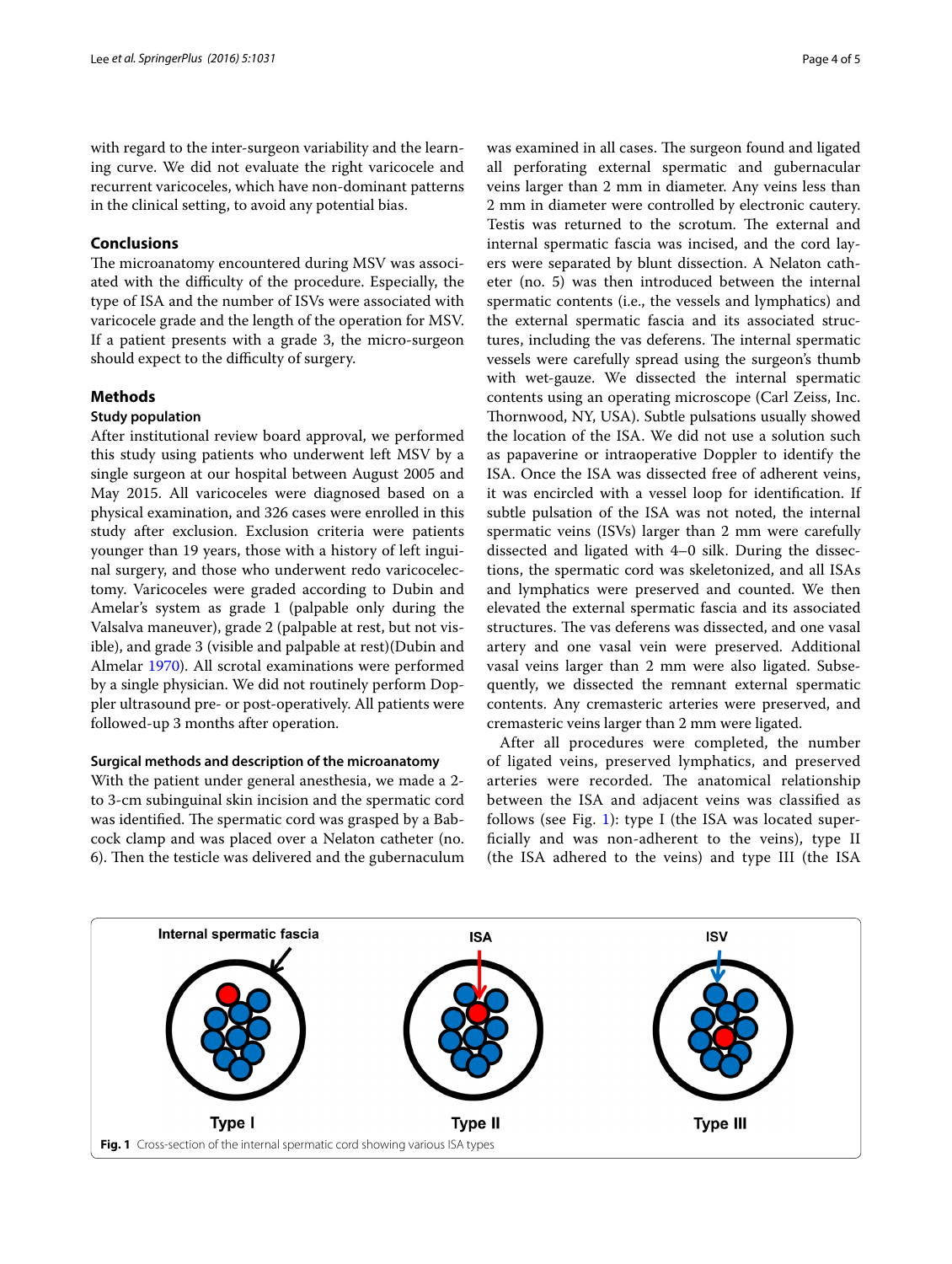with regard to the inter-surgeon variability and the learning curve. We did not evaluate the right varicocele and recurrent varicoceles, which have non-dominant patterns in the clinical setting, to avoid any potential bias.

## Conclusions

The microanatomy encountered during MSV was associated with the difficulty of the procedure. Especially, the type of ISA and the number of ISVs were associated with varicocele grade and the length of the operation for MSV. If a patient presents with a grade 3, the micro-surgeon should expect to the difficulty of surgery.

## Methods

### Study population

After institutional review board approval, we performed this study using patients who underwent left MSV by a single surgeon at our hospital between August 2005 and May 2015. All varicoceles were diagnosed based on a physical examination, and 326 cases were enrolled in this study after exclusion. Exclusion criteria were patients younger than 19 years, those with a history of left inguinal surgery, and those who underwent redo varicocelectomy. Varicoceles were graded according to Dubin and Amelar's system as grade 1 (palpable only during the Valsalva maneuver), grade 2 (palpable at rest, but not visible), and grade 3 (visible and palpable at rest)(Dubin and Almelar 1970). All scrotal examinations were performed by a single physician. We did not routinely perform Doppler ultrasound pre- or post-operatively. All patients were followed-up 3 months after operation.

### Surgical methods and description of the microanatomy

With the patient under general anesthesia, we made a 2- to 3-cm subinguinal skin incision and the spermatic cord was identified. The spermatic cord was grasped by a Babcock clamp and was placed over a Nelaton catheter (no. 6). Then the testicle was delivered and the gubernaculum was examined in all cases. The surgeon found and ligated all perforating external spermatic and gubernacular veins larger than 2 mm in diameter. Any veins less than 2 mm in diameter were controlled by electronic cautery. Testis was returned to the scrotum. The external and internal spermatic fascia was incised, and the cord layers were separated by blunt dissection. A Nelaton catheter (no. 5) was then introduced between the internal spermatic contents (i.e., the vessels and lymphatics) and the external spermatic fascia and its associated structures, including the vas deferens. The internal spermatic vessels were carefully spread using the surgeon's thumb with wet-gauze. We dissected the internal spermatic contents using an operating microscope (Carl Zeiss, Inc. Thornwood, NY, USA). Subtle pulsations usually showed the location of the ISA. We did not use a solution such as papaverine or intraoperative Doppler to identify the ISA. Once the ISA was dissected free of adherent veins, it was encircled with a vessel loop for identification. If subtle pulsation of the ISA was not noted, the internal spermatic veins (ISVs) larger than 2 mm were carefully dissected and ligated with 4–0 silk. During the dissections, the spermatic cord was skeletonized, and all ISAs and lymphatics were preserved and counted. We then elevated the external spermatic fascia and its associated structures. The vas deferens was dissected, and one vasal artery and one vasal vein were preserved. Additional vasal veins larger than 2 mm were also ligated. Subsequently, we dissected the remnant external spermatic contents. Any cremasteric arteries were preserved, and cremasteric veins larger than 2 mm were ligated.

After all procedures were completed, the number of ligated veins, preserved lymphatics, and preserved arteries were recorded. The anatomical relationship between the ISA and adjacent veins was classified as follows (see Fig. 1): type I (the ISA was located superficially and was non-adherent to the veins), type II (the ISA adhered to the veins) and type III (the ISA

**Fig. 1** Cross-section of the internal spermatic cord showing various ISA types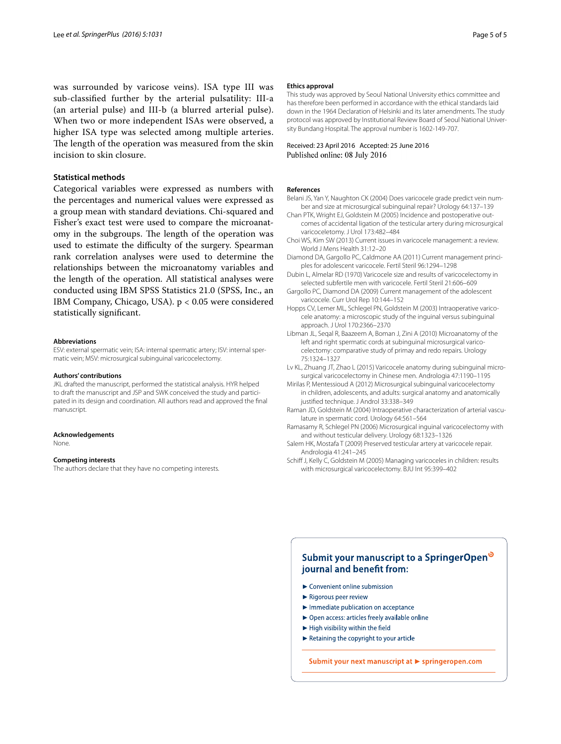was surrounded by varicose veins). ISA type III was sub-classified further by the arterial pulsatility: III-a (an arterial pulse) and III-b (a blurred arterial pulse). When two or more independent ISAs were observed, a higher ISA type was selected among multiple arteries. The length of the operation was measured from the skin incision to skin closure.

### Statistical methods

Categorical variables were expressed as numbers with the percentages and numerical values were expressed as a group mean with standard deviations. Chi-squared and Fisher's exact test were used to compare the microanatomy in the subgroups. The length of the operation was used to estimate the difficulty of the surgery. Spearman rank correlation analyses were used to determine the relationships between the microanatomy variables and the length of the operation. All statistical analyses were conducted using IBM SPSS Statistics 21.0 (SPSS, Inc., an IBM Company, Chicago, USA). $p < 0.05$ were considered statistically significant.

#### Abbreviations

ESV: external spermatic vein; ISA: internal spermatic artery; ISV: internal spermatic vein; MSV: microsurgical subinguinal varicocelectomy.

#### Authors' contributions

JKL drafted the manuscript, performed the statistical analysis. HYR helped to draft the manuscript and JSP and SWK conceived the study and participated in its design and coordination. All authors read and approved the final manuscript.

#### Acknowledgements

None.

#### Competing interests

The authors declare that they have no competing interests.

#### Ethics approval

This study was approved by Seoul National University ethics committee and has therefore been performed in accordance with the ethical standards laid down in the 1964 Declaration of Helsinki and its later amendments. The study protocol was approved by Institutional Review Board of Seoul National University Bundang Hospital. The approval number is 1602-149-707.

Received: 23 April 2016 Accepted: 25 June 2016
Published online: 08 July 2016

#### References

Belani JS, Yan Y, Naughton CK (2004) Does varicocele grade predict vein number and size at microsurgical subinguinal repair? Urology 64:137–139

Chan PTK, Wright EJ, Goldstein M (2005) Incidence and postoperative outcomes of accidental ligation of the testicular artery during microsurgical varicocelectomy. J Urol 173:482–484

Choi WS, Kim SW (2013) Current issues in varicocele management: a review. World J Mens Health 31:12–20

Diamond DA, Gargollo PC, Caldmone AA (2011) Current management principles for adolescent varicocele. Fertil Steril 96:1294–1298

Dubin L, Almelar RD (1970) Varicocele size and results of varicocelectomy in selected subfertile men with varicocele. Fertil Steril 21:606–609

Gargollo PC, Diamond DA (2009) Current management of the adolescent varicocele. Curr Urol Rep 10:144–152

Hopps CV, Lemer ML, Schlegel PN, Goldstein M (2003) Intraoperative varicocele anatomy: a microscopic study of the inguinal versus subinguinal approach. J Urol 170:2366–2370

Libman JL, Seqal R, Baazeem A, Boman J, Zini A (2010) Microanatomy of the left and right spermatic cords at subinguinal microsurgical varicocelectomy: comparative study of primay and redo repairs. Urology 75:1324–1327

Lv KL, Zhuang JT, Zhao L (2015) Varicocele anatomy during subinguinal microsurgical varicocelectomy in Chinese men. Andrologia 47:1190–1195

Mirilas P, Mentessioud A (2012) Microsurgical subinguinal varicocelectomy in children, adolescents, and adults: surgical anatomy and anatomically justified technique. J Androl 33:338–349

Raman JD, Goldstein M (2004) Intraoperative characterization of arterial vasculature in spermatic cord. Urology 64:561–564

Ramasamy R, Schlegel PN (2006) Microsurgical inguinal varicocelectomy with and without testicular delivery. Urology 68:1323–1326

Salem HK, Mostafa T (2009) Preserved testicular artery at varicocele repair. Andrologia 41:241–245

Schiff J, Kelly C, Goldstein M (2005) Managing varicoceles in children: results with microsurgical varicocelectomy. BJU Int 95:399–402

**Submit your manuscript to a SpringerOpen journal and benefit from:**

- ► Convenient online submission
- ► Rigorous peer review
- ► Immediate publication on acceptance
- ► Open access: articles freely available online
- ► High visibility within the field
- ► Retaining the copyright to your article

**Submit your next manuscript at ► springeropen.com**